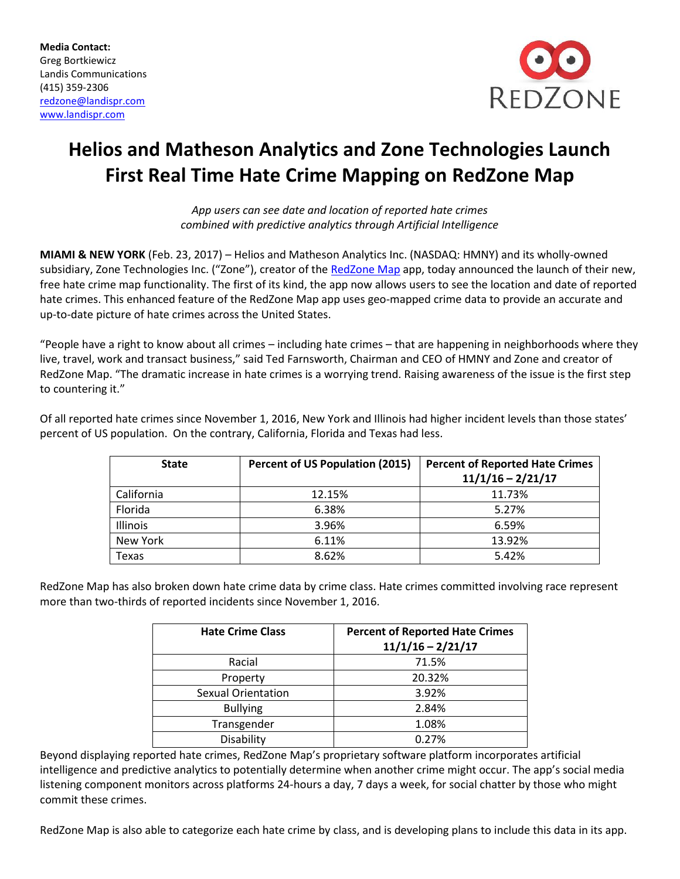**Media Contact:**
Greg Bortkiewicz
Landis Communications
(415) 359-2306
redzone@landispr.com
www.landispr.com

REDZONE

# Helios and Matheson Analytics and Zone Technologies Launch First Real Time Hate Crime Mapping on RedZone Map

*App users can see date and location of reported hate crimes combined with predictive analytics through Artificial Intelligence*

**MIAMI & NEW YORK** (Feb. 23, 2017) – Helios and Matheson Analytics Inc. (NASDAQ: HMNY) and its wholly-owned subsidiary, Zone Technologies Inc. ("Zone"), creator of the RedZone Map app, today announced the launch of their new, free hate crime map functionality. The first of its kind, the app now allows users to see the location and date of reported hate crimes. This enhanced feature of the RedZone Map app uses geo-mapped crime data to provide an accurate and up-to-date picture of hate crimes across the United States.

"People have a right to know about all crimes – including hate crimes – that are happening in neighborhoods where they live, travel, work and transact business," said Ted Farnsworth, Chairman and CEO of HMNY and Zone and creator of RedZone Map. "The dramatic increase in hate crimes is a worrying trend. Raising awareness of the issue is the first step to countering it."

Of all reported hate crimes since November 1, 2016, New York and Illinois had higher incident levels than those states' percent of US population. On the contrary, California, Florida and Texas had less.

| State | Percent of US Population (2015) | Percent of Reported Hate Crimes 11/1/16 – 2/21/17 |
|---|---|---|
| California | 12.15% | 11.73% |
| Florida | 6.38% | 5.27% |
| Illinois | 3.96% | 6.59% |
| New York | 6.11% | 13.92% |
| Texas | 8.62% | 5.42% |

RedZone Map has also broken down hate crime data by crime class. Hate crimes committed involving race represent more than two-thirds of reported incidents since November 1, 2016.

| Hate Crime Class | Percent of Reported Hate Crimes 11/1/16 – 2/21/17 |
|---|---|
| Racial | 71.5% |
| Property | 20.32% |
| Sexual Orientation | 3.92% |
| Bullying | 2.84% |
| Transgender | 1.08% |
| Disability | 0.27% |

Beyond displaying reported hate crimes, RedZone Map's proprietary software platform incorporates artificial intelligence and predictive analytics to potentially determine when another crime might occur. The app's social media listening component monitors across platforms 24-hours a day, 7 days a week, for social chatter by those who might commit these crimes.

RedZone Map is also able to categorize each hate crime by class, and is developing plans to include this data in its app.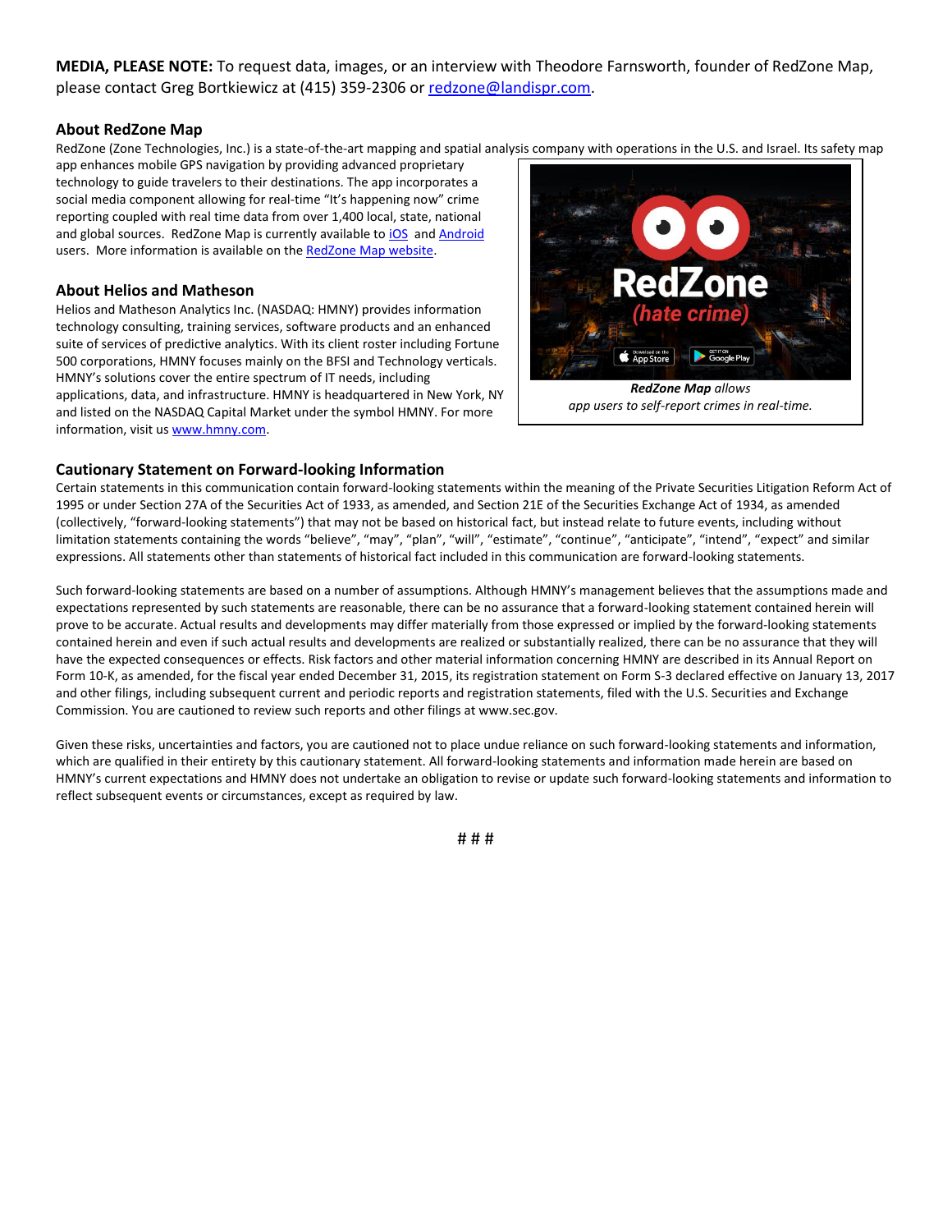**MEDIA, PLEASE NOTE:** To request data, images, or an interview with Theodore Farnsworth, founder of RedZone Map, please contact Greg Bortkiewicz at (415) 359-2306 or redzone@landispr.com.

### About RedZone Map

RedZone (Zone Technologies, Inc.) is a state-of-the-art mapping and spatial analysis company with operations in the U.S. and Israel. Its safety map app enhances mobile GPS navigation by providing advanced proprietary technology to guide travelers to their destinations. The app incorporates a social media component allowing for real-time "It's happening now" crime reporting coupled with real time data from over 1,400 local, state, national and global sources. RedZone Map is currently available to iOS and Android users. More information is available on the RedZone Map website.

***RedZone Map** allows app users to self-report crimes in real-time.*

### About Helios and Matheson

Helios and Matheson Analytics Inc. (NASDAQ: HMNY) provides information technology consulting, training services, software products and an enhanced suite of services of predictive analytics. With its client roster including Fortune 500 corporations, HMNY focuses mainly on the BFSI and Technology verticals. HMNY's solutions cover the entire spectrum of IT needs, including applications, data, and infrastructure. HMNY is headquartered in New York, NY and listed on the NASDAQ Capital Market under the symbol HMNY. For more information, visit us www.hmny.com.

### Cautionary Statement on Forward-looking Information

Certain statements in this communication contain forward-looking statements within the meaning of the Private Securities Litigation Reform Act of 1995 or under Section 27A of the Securities Act of 1933, as amended, and Section 21E of the Securities Exchange Act of 1934, as amended (collectively, "forward-looking statements") that may not be based on historical fact, but instead relate to future events, including without limitation statements containing the words "believe", "may", "plan", "will", "estimate", "continue", "anticipate", "intend", "expect" and similar expressions. All statements other than statements of historical fact included in this communication are forward-looking statements.

Such forward-looking statements are based on a number of assumptions. Although HMNY's management believes that the assumptions made and expectations represented by such statements are reasonable, there can be no assurance that a forward-looking statement contained herein will prove to be accurate. Actual results and developments may differ materially from those expressed or implied by the forward-looking statements contained herein and even if such actual results and developments are realized or substantially realized, there can be no assurance that they will have the expected consequences or effects. Risk factors and other material information concerning HMNY are described in its Annual Report on Form 10-K, as amended, for the fiscal year ended December 31, 2015, its registration statement on Form S-3 declared effective on January 13, 2017 and other filings, including subsequent current and periodic reports and registration statements, filed with the U.S. Securities and Exchange Commission. You are cautioned to review such reports and other filings at www.sec.gov.

Given these risks, uncertainties and factors, you are cautioned not to place undue reliance on such forward-looking statements and information, which are qualified in their entirety by this cautionary statement. All forward-looking statements and information made herein are based on HMNY's current expectations and HMNY does not undertake an obligation to revise or update such forward-looking statements and information to reflect subsequent events or circumstances, except as required by law.

# # #